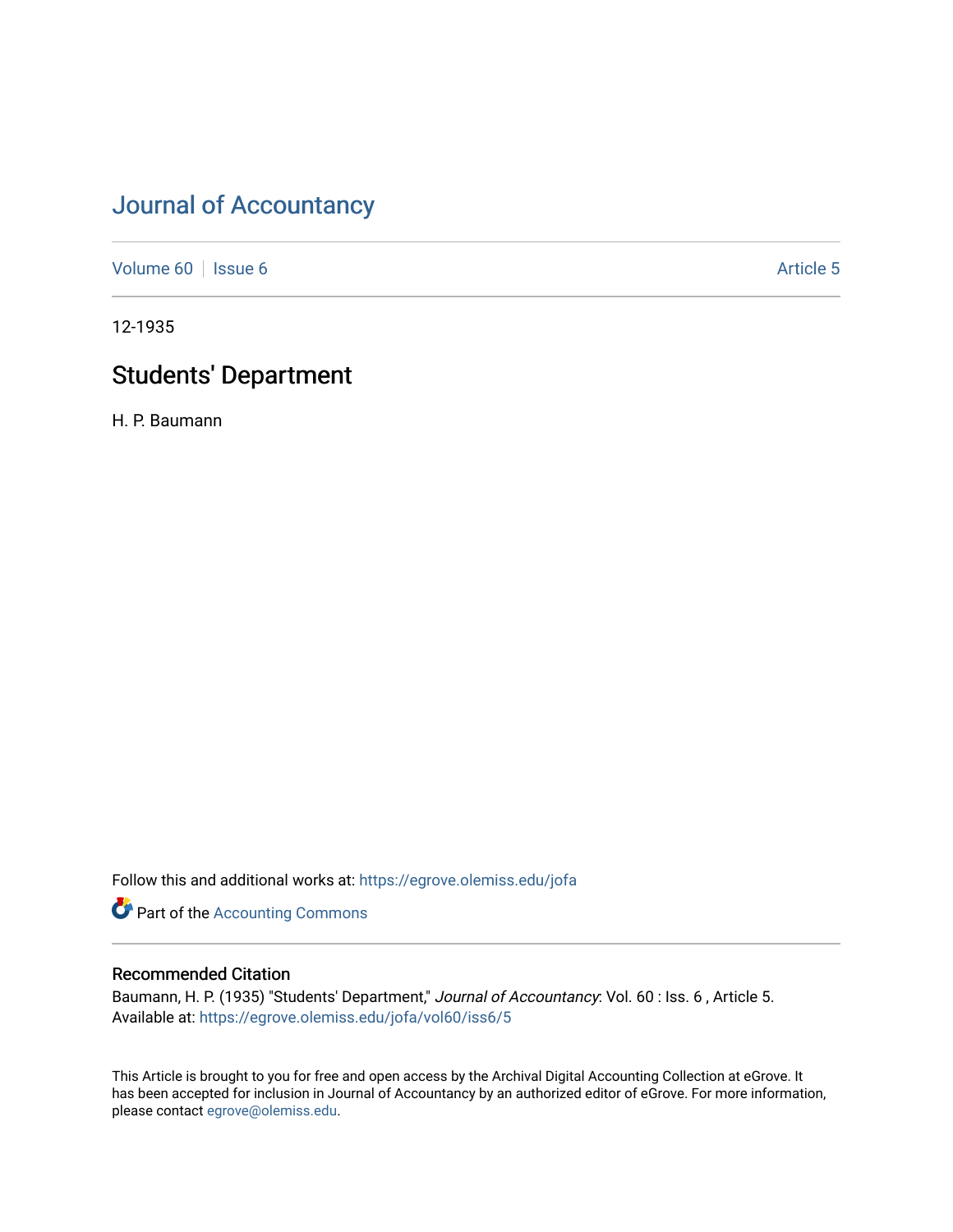# Journal of Accountancy

Volume 60 | Issue 6 Article 5

12-1935

## Students' Department

H. P. Baumann

Follow this and additional works at: https://egrove.olemiss.edu/jofa

Part of the Accounting Commons

### Recommended Citation

Baumann, H. P. (1935) "Students' Department," *Journal of Accountancy*: Vol. 60 : Iss. 6 , Article 5.
Available at: https://egrove.olemiss.edu/jofa/vol60/iss6/5

This Article is brought to you for free and open access by the Archival Digital Accounting Collection at eGrove. It has been accepted for inclusion in Journal of Accountancy by an authorized editor of eGrove. For more information, please contact egrove@olemiss.edu.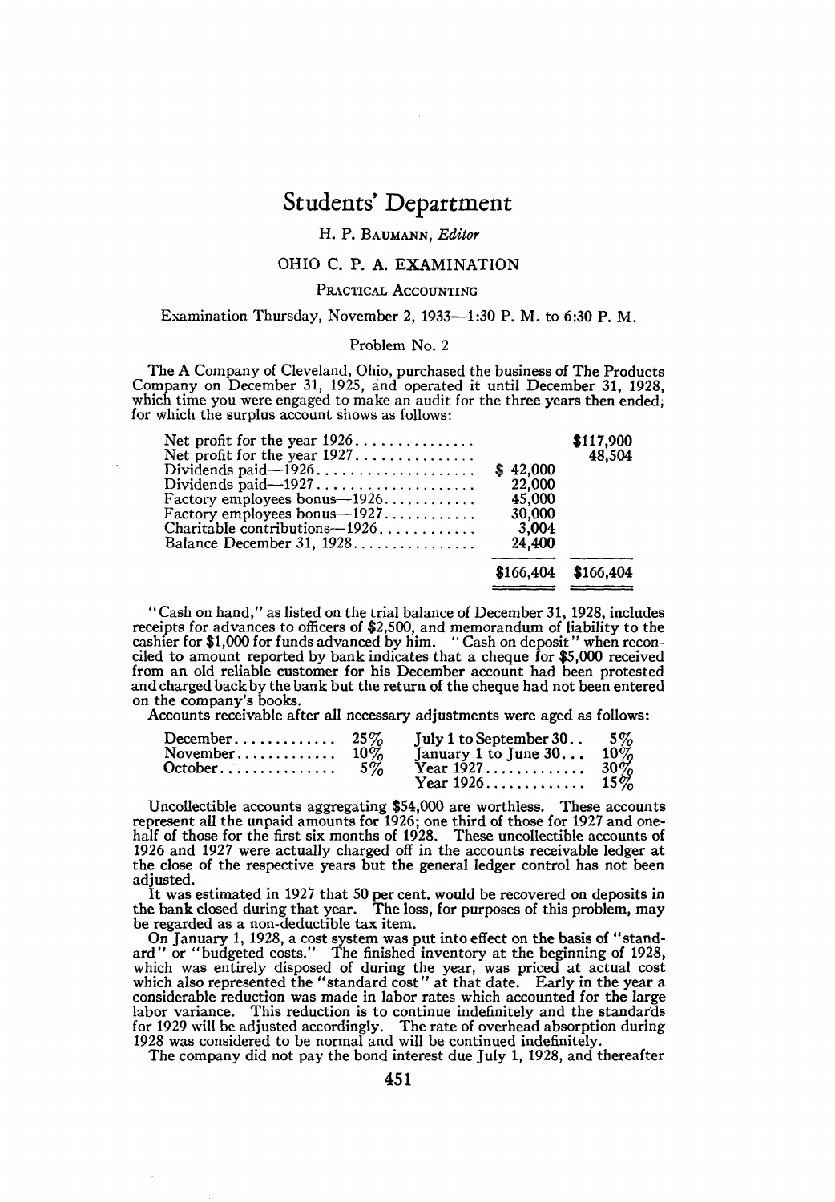# Students' Department

H. P. Baumann, *Editor*

## OHIO C. P. A. EXAMINATION

### Practical Accounting

Examination Thursday, November 2, 1933—1:30 P. M. to 6:30 P. M.

#### Problem No. 2

The A Company of Cleveland, Ohio, purchased the business of The Products Company on December 31, 1925, and operated it until December 31, 1928, which time you were engaged to make an audit for the three years then ended, for which the surplus account shows as follows:

| | | |
|---|---|---|
| Net profit for the year 1926 | | $117,900 |
| Net profit for the year 1927 | | 48,504 |
| Dividends paid—1926 | $ 42,000 | |
| Dividends paid—1927 | 22,000 | |
| Factory employees bonus—1926 | 45,000 | |
| Factory employees bonus—1927 | 30,000 | |
| Charitable contributions—1926 | 3,004 | |
| Balance December 31, 1928 | 24,400 | |
| | $166,404 | $166,404 |

"Cash on hand," as listed on the trial balance of December 31, 1928, includes receipts for advances to officers of $2,500, and memorandum of liability to the cashier for $1,000 for funds advanced by him. "Cash on deposit" when reconciled to amount reported by bank indicates that a cheque for $5,000 received from an old reliable customer for his December account had been protested and charged back by the bank but the return of the cheque had not been entered on the company's books.

Accounts receivable after all necessary adjustments were aged as follows:

| | | | |
|---|---|---|---|
| December | 25% | July 1 to September 30 | 5% |
| November | 10% | January 1 to June 30 | 10% |
| October | 5% | Year 1927 | 30% |
| | | Year 1926 | 15% |

Uncollectible accounts aggregating $54,000 are worthless. These accounts represent all the unpaid amounts for 1926; one third of those for 1927 and one-half of those for the first six months of 1928. These uncollectible accounts of 1926 and 1927 were actually charged off in the accounts receivable ledger at the close of the respective years but the general ledger control has not been adjusted.

It was estimated in 1927 that 50 per cent. would be recovered on deposits in the bank closed during that year. The loss, for purposes of this problem, may be regarded as a non-deductible tax item.

On January 1, 1928, a cost system was put into effect on the basis of "standard" or "budgeted costs." The finished inventory at the beginning of 1928, which was entirely disposed of during the year, was priced at actual cost which also represented the "standard cost" at that date. Early in the year a considerable reduction was made in labor rates which accounted for the large labor variance. This reduction is to continue indefinitely and the standards for 1929 will be adjusted accordingly. The rate of overhead absorption during 1928 was considered to be normal and will be continued indefinitely.

The company did not pay the bond interest due July 1, 1928, and thereafter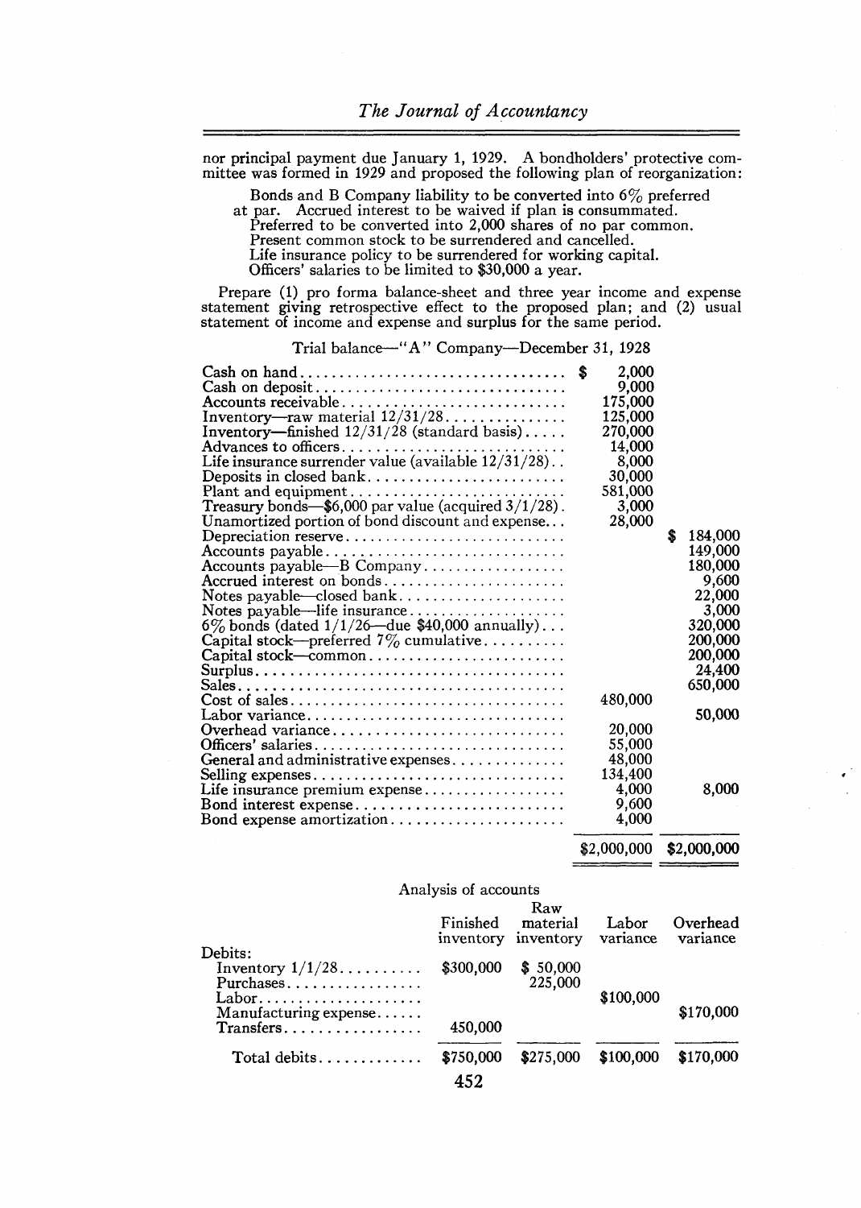nor principal payment due January 1, 1929. A bondholders' protective committee was formed in 1929 and proposed the following plan of reorganization:

> Bonds and B Company liability to be converted into 6% preferred at par. Accrued interest to be waived if plan is consummated.
> Preferred to be converted into 2,000 shares of no par common.
> Present common stock to be surrendered and cancelled.
> Life insurance policy to be surrendered for working capital.
> Officers' salaries to be limited to $30,000 a year.

Prepare (1) pro forma balance-sheet and three year income and expense statement giving retrospective effect to the proposed plan; and (2) usual statement of income and expense and surplus for the same period.

Trial balance—"A" Company—December 31, 1928

| | | |
|---|---|---|
| Cash on hand | $ 2,000 | |
| Cash on deposit | 9,000 | |
| Accounts receivable | 175,000 | |
| Inventory—raw material 12/31/28 | 125,000 | |
| Inventory—finished 12/31/28 (standard basis) | 270,000 | |
| Advances to officers | 14,000 | |
| Life insurance surrender value (available 12/31/28) | 8,000 | |
| Deposits in closed bank | 30,000 | |
| Plant and equipment | 581,000 | |
| Treasury bonds—$6,000 par value (acquired 3/1/28) | 3,000 | |
| Unamortized portion of bond discount and expense | 28,000 | |
| Depreciation reserve | | $ 184,000 |
| Accounts payable | | 149,000 |
| Accounts payable—B Company | | 180,000 |
| Accrued interest on bonds | | 9,600 |
| Notes payable—closed bank | | 22,000 |
| Notes payable—life insurance | | 3,000 |
| 6% bonds (dated 1/1/26—due $40,000 annually) | | 320,000 |
| Capital stock—preferred 7% cumulative | | 200,000 |
| Capital stock—common | | 200,000 |
| Surplus | | 24,400 |
| Sales | | 650,000 |
| Cost of sales | 480,000 | |
| Labor variance | | 50,000 |
| Overhead variance | 20,000 | |
| Officers' salaries | 55,000 | |
| General and administrative expenses | 48,000 | |
| Selling expenses | 134,400 | |
| Life insurance premium expense | 4,000 | 8,000 |
| Bond interest expense | 9,600 | |
| Bond expense amortization | 4,000 | |
| | $2,000,000 | $2,000,000 |

Analysis of accounts

| | Finished inventory | Raw material inventory | Labor variance | Overhead variance |
|---|---|---|---|---|
| Debits: | | | | |
| Inventory 1/1/28 | $300,000 | $ 50,000 | | |
| Purchases | | 225,000 | | |
| Labor | | | $100,000 | |
| Manufacturing expense | | | | $170,000 |
| Transfers | 450,000 | | | |
| Total debits | $750,000 | $275,000 | $100,000 | $170,000 |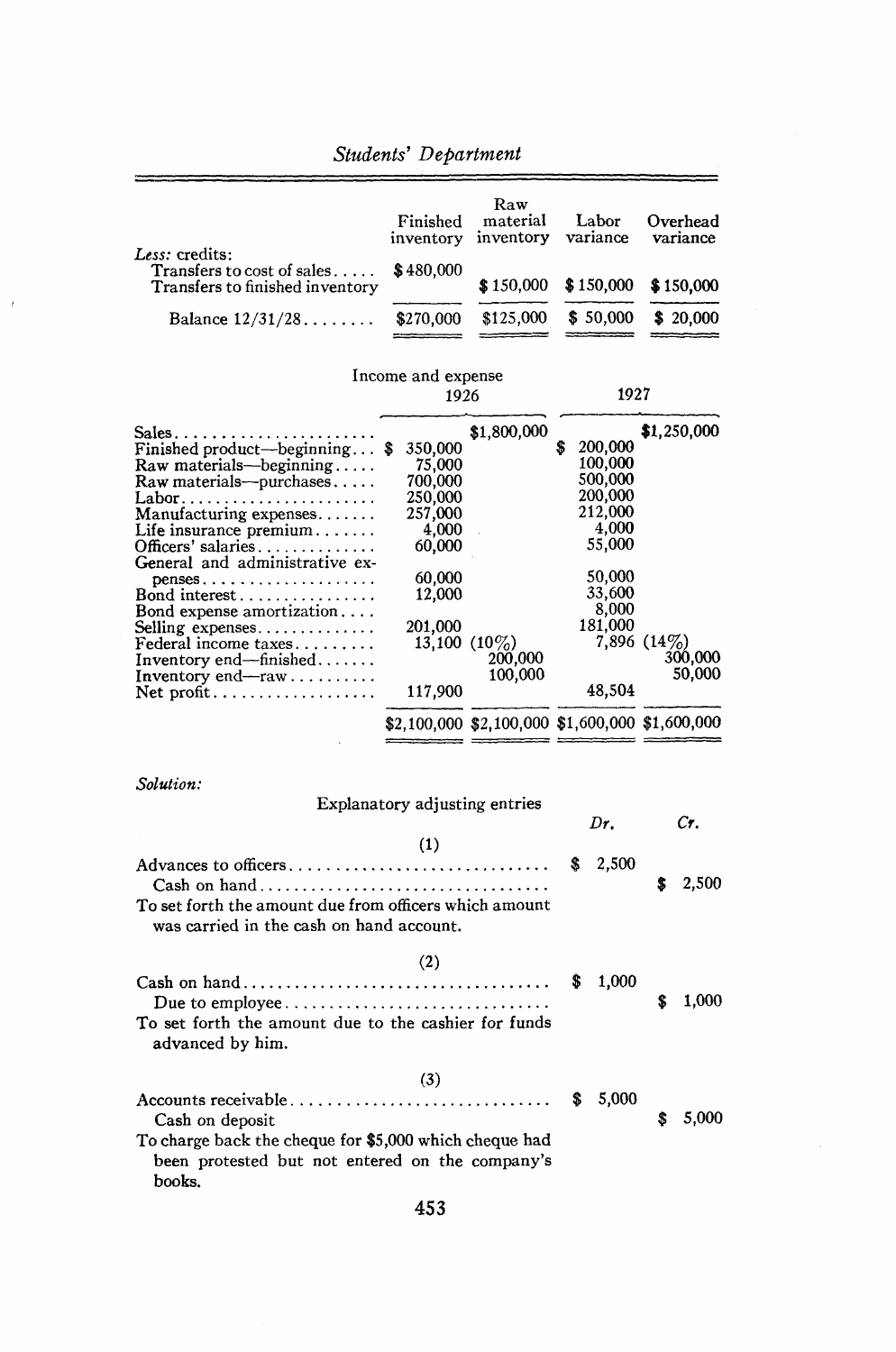| | Finished inventory | Raw material inventory | Labor variance | Overhead variance |
|---|---|---|---|---|
| *Less:* credits: | | | | |
| Transfers to cost of sales..... | $480,000 | | | |
| Transfers to finished inventory | | $150,000 | $150,000 | $150,000 |
| Balance 12/31/28........ | $270,000 | $125,000 | $50,000 | $20,000 |

Income and expense

| | 1926 | | 1927 | |
|---|---|---|---|---|
| Sales........................ | | $1,800,000 | | $1,250,000 |
| Finished product—beginning... | $350,000 | | $200,000 | |
| Raw materials—beginning..... | 75,000 | | 100,000 | |
| Raw materials—purchases..... | 700,000 | | 500,000 | |
| Labor........................ | 250,000 | | 200,000 | |
| Manufacturing expenses....... | 257,000 | | 212,000 | |
| Life insurance premium....... | 4,000 | | 4,000 | |
| Officers' salaries.............. | 60,000 | | 55,000 | |
| General and administrative expenses.................... | 60,000 | | 50,000 | |
| Bond interest................ | 12,000 | | 33,600 | |
| Bond expense amortization.... | | | 8,000 | |
| Selling expenses.............. | 201,000 | | 181,000 | |
| Federal income taxes......... | 13,100 | (10%) | 7,896 | (14%) |
| Inventory end—finished....... | | 200,000 | | 300,000 |
| Inventory end—raw.......... | | 100,000 | | 50,000 |
| Net profit................... | 117,900 | | 48,504 | |
| | $2,100,000 | $2,100,000 | $1,600,000 | $1,600,000 |

*Solution:*

Explanatory adjusting entries

| | Dr. | Cr. |
|---|---|---|
| (1) | | |
| Advances to officers.............................. | $ 2,500 | |
| Cash on hand.................................. | | $ 2,500 |
| To set forth the amount due from officers which amount was carried in the cash on hand account. | | |
| (2) | | |
| Cash on hand.................................... | $ 1,000 | |
| Due to employee............................... | | $ 1,000 |
| To set forth the amount due to the cashier for funds advanced by him. | | |
| (3) | | |
| Accounts receivable.............................. | $ 5,000 | |
| Cash on deposit | | $ 5,000 |
| To charge back the cheque for $5,000 which cheque had been protested but not entered on the company's books. | | |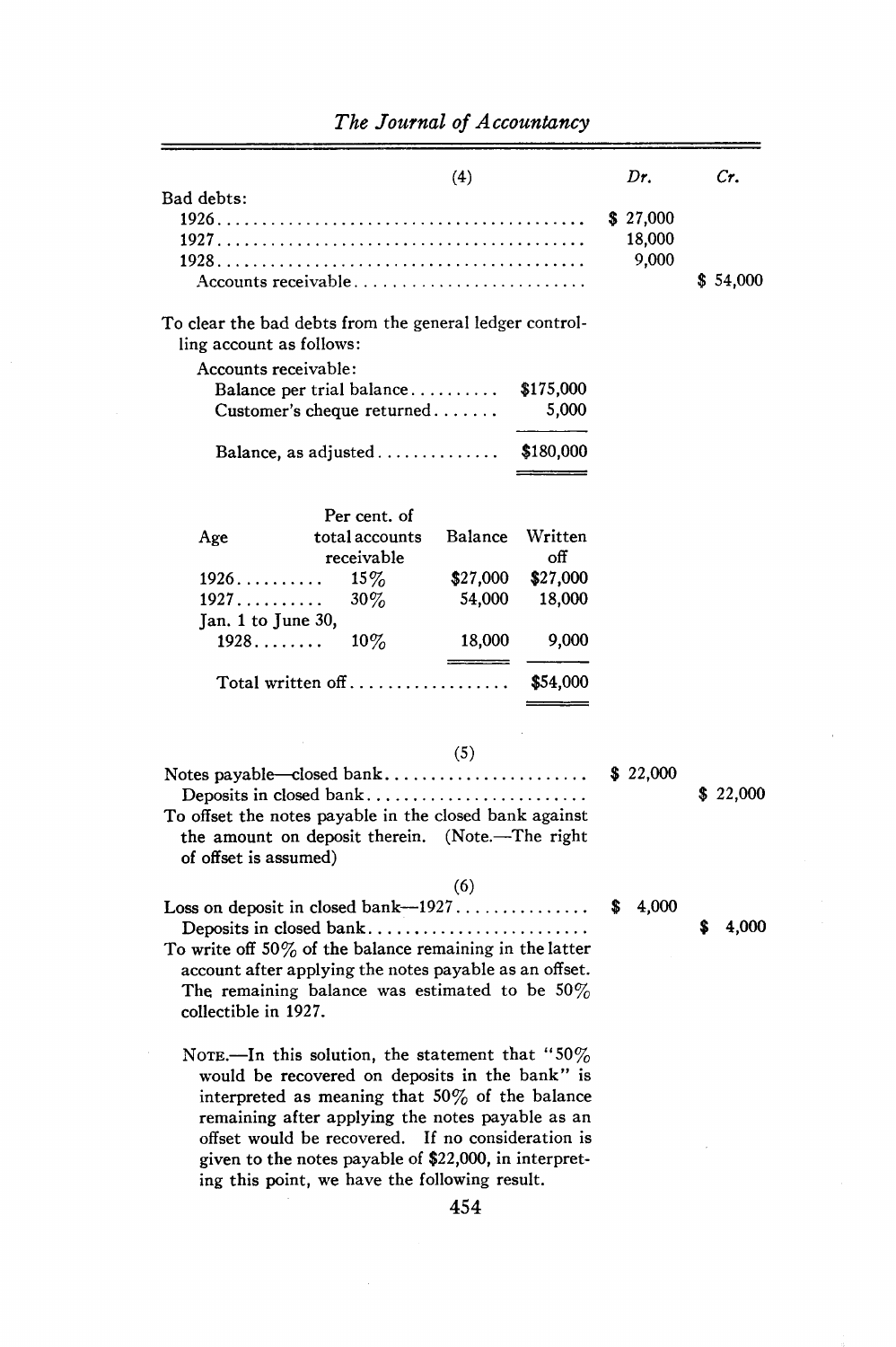| (4) | Dr. | Cr. |
|---|---|---|
| Bad debts: | | |
| 1926 | $ 27,000 | |
| 1927 | 18,000 | |
| 1928 | 9,000 | |
| Accounts receivable | | $ 54,000 |

To clear the bad debts from the general ledger controlling account as follows:

Accounts receivable:

| | |
|---|---|
| Balance per trial balance | $175,000 |
| Customer's cheque returned | 5,000 |
| Balance, as adjusted | $180,000 |

| Age | Per cent. of total accounts receivable | Balance | Written off |
|---|---|---|---|
| 1926 | 15% | $27,000 | $27,000 |
| 1927 | 30% | 54,000 | 18,000 |
| Jan. 1 to June 30, 1928 | 10% | 18,000 | 9,000 |
| Total written off | | | $54,000 |

| (5) | Dr. | Cr. |
|---|---|---|
| Notes payable—closed bank | $ 22,000 | |
| Deposits in closed bank | | $ 22,000 |

To offset the notes payable in the closed bank against the amount on deposit therein. (Note.—The right of offset is assumed)

| (6) | Dr. | Cr. |
|---|---|---|
| Loss on deposit in closed bank—1927 | $ 4,000 | |
| Deposits in closed bank | | $ 4,000 |

To write off 50% of the balance remaining in the latter account after applying the notes payable as an offset. The remaining balance was estimated to be 50% collectible in 1927.

NOTE.—In this solution, the statement that "50% would be recovered on deposits in the bank" is interpreted as meaning that 50% of the balance remaining after applying the notes payable as an offset would be recovered. If no consideration is given to the notes payable of $22,000, in interpreting this point, we have the following result.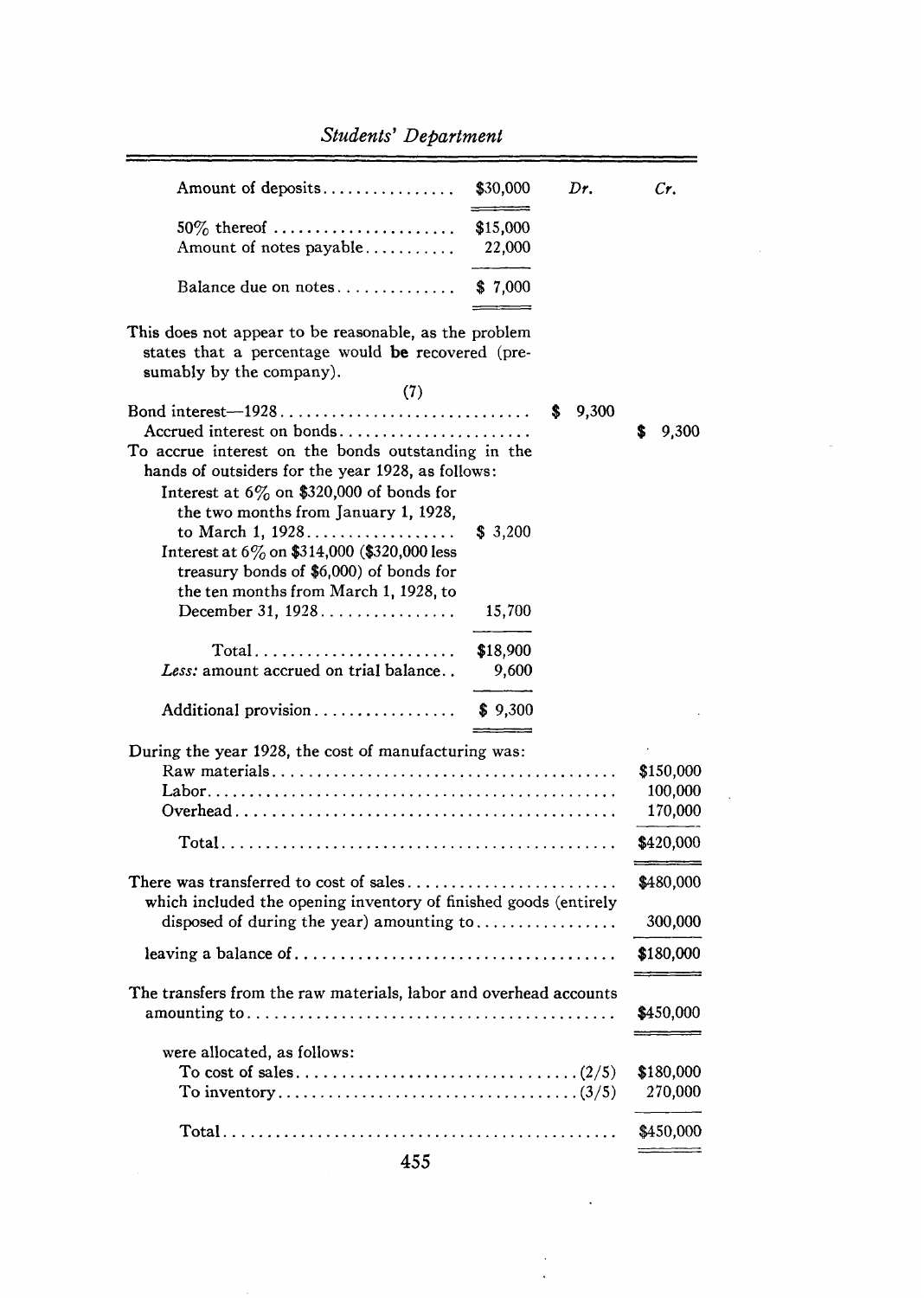| | | Dr. | Cr. |
|---|---|---|---|
| Amount of deposits | $30,000 | | |
| 50% thereof | $15,000 | | |
| Amount of notes payable | 22,000 | | |
| Balance due on notes | $ 7,000 | | |

This does not appear to be reasonable, as the problem states that a percentage would **be** recovered (presumably by the company).

(7)

| | | Dr. | Cr. |
|---|---|---|---|
| Bond interest—1928 | | $ 9,300 | |
| Accrued interest on bonds | | | $ 9,300 |

To accrue interest on the bonds outstanding in the hands of outsiders for the year 1928, as follows:

| | |
|---|---|
| Interest at 6% on $320,000 of bonds for the two months from January 1, 1928, to March 1, 1928 | $ 3,200 |
| Interest at 6% on $314,000 ($320,000 less treasury bonds of $6,000) of bonds for the ten months from March 1, 1928, to December 31, 1928 | 15,700 |
| Total | $18,900 |
| *Less:* amount accrued on trial balance | 9,600 |
| Additional provision | $ 9,300 |

During the year 1928, the cost of manufacturing was:

| | |
|---|---|
| Raw materials | $150,000 |
| Labor | 100,000 |
| Overhead | 170,000 |
| Total | $420,000 |

| | |
|---|---|
| There was transferred to cost of sales | $480,000 |
| which included the opening inventory of finished goods (entirely disposed of during the year) amounting to | 300,000 |
| leaving a balance of | $180,000 |

| | |
|---|---|
| The transfers from the raw materials, labor and overhead accounts amounting to | $450,000 |

were allocated, as follows:

| | |
|---|---|
| To cost of sales (2/5) | $180,000 |
| To inventory (3/5) | 270,000 |
| Total | $450,000 |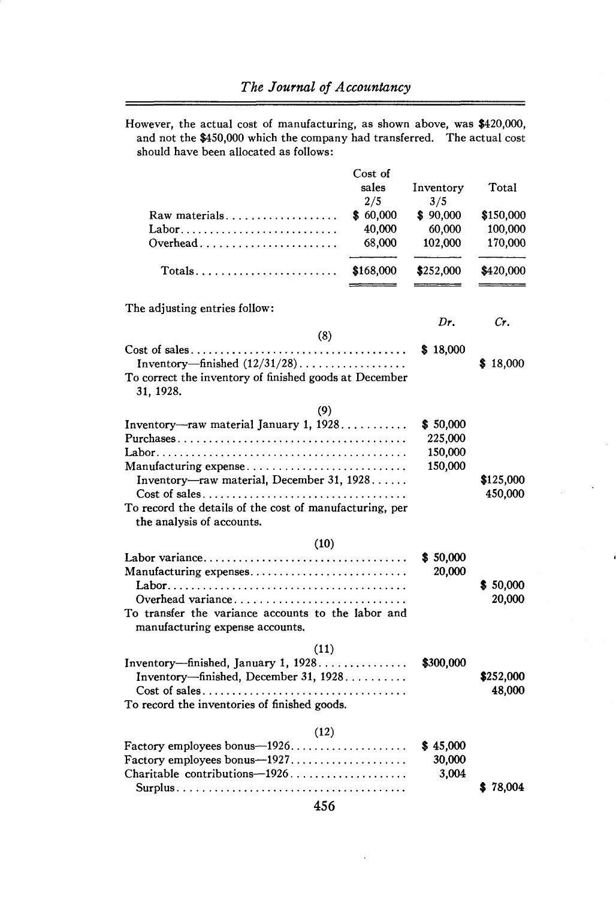However, the actual cost of manufacturing, as shown above, was $420,000, and not the $450,000 which the company had transferred. The actual cost should have been allocated as follows:

| | Cost of sales 2/5 | Inventory 3/5 | Total |
|---|---|---|---|
| Raw materials | $ 60,000 | $ 90,000 | $150,000 |
| Labor | 40,000 | 60,000 | 100,000 |
| Overhead | 68,000 | 102,000 | 170,000 |
| Totals | $168,000 | $252,000 | $420,000 |

The adjusting entries follow:

| | Dr. | Cr. |
|---|---|---|
| (8) | | |
| Cost of sales | $ 18,000 | |
| Inventory—finished (12/31/28) | | $ 18,000 |
| To correct the inventory of finished goods at December 31, 1928. | | |
| (9) | | |
| Inventory—raw material January 1, 1928 | $ 50,000 | |
| Purchases | 225,000 | |
| Labor | 150,000 | |
| Manufacturing expense | 150,000 | |
| Inventory—raw material, December 31, 1928 | | $125,000 |
| Cost of sales | | 450,000 |
| To record the details of the cost of manufacturing, per the analysis of accounts. | | |
| (10) | | |
| Labor variance | $ 50,000 | |
| Manufacturing expenses | 20,000 | |
| Labor | | $ 50,000 |
| Overhead variance | | 20,000 |
| To transfer the variance accounts to the labor and manufacturing expense accounts. | | |
| (11) | | |
| Inventory—finished, January 1, 1928 | $300,000 | |
| Inventory—finished, December 31, 1928 | | $252,000 |
| Cost of sales | | 48,000 |
| To record the inventories of finished goods. | | |
| (12) | | |
| Factory employees bonus—1926 | $ 45,000 | |
| Factory employees bonus—1927 | 30,000 | |
| Charitable contributions—1926 | 3,004 | |
| Surplus | | $ 78,004 |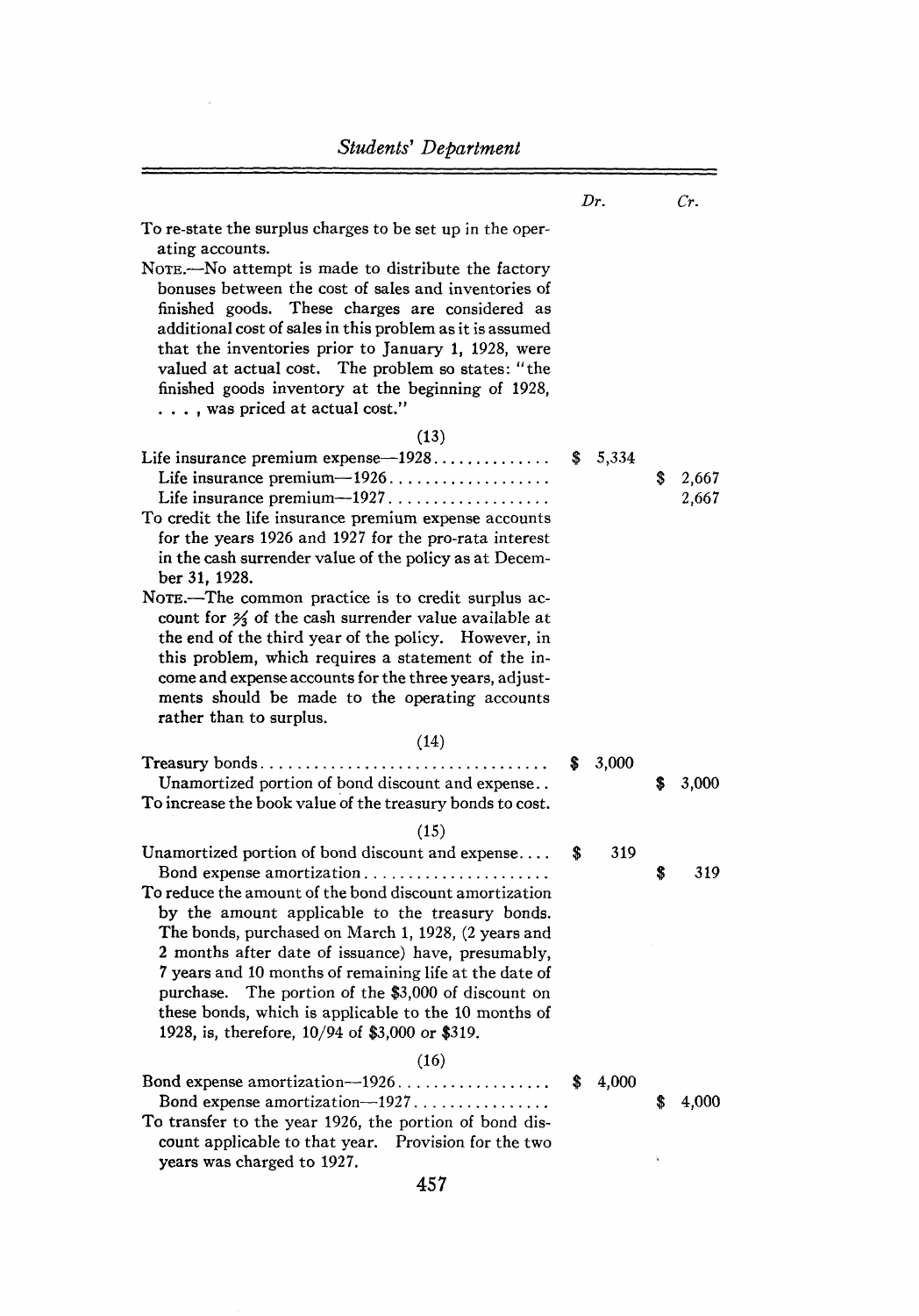| | Dr. | Cr. |
|---|---|---|
| To re-state the surplus charges to be set up in the operating accounts. | | |
| NOTE.—No attempt is made to distribute the factory bonuses between the cost of sales and inventories of finished goods. These charges are considered as additional cost of sales in this problem as it is assumed that the inventories prior to January 1, 1928, were valued at actual cost. The problem so states: "the finished goods inventory at the beginning of 1928, . . . , was priced at actual cost." | | |
| (13) | | |
| Life insurance premium expense—1928 | $ 5,334 | |
| Life insurance premium—1926 | | $ 2,667 |
| Life insurance premium—1927 | | 2,667 |
| To credit the life insurance premium expense accounts for the years 1926 and 1927 for the pro-rata interest in the cash surrender value of the policy as at December 31, 1928. | | |
| NOTE.—The common practice is to credit surplus account for ⅔ of the cash surrender value available at the end of the third year of the policy. However, in this problem, which requires a statement of the income and expense accounts for the three years, adjustments should be made to the operating accounts rather than to surplus. | | |
| (14) | | |
| Treasury bonds | $ 3,000 | |
| Unamortized portion of bond discount and expense | | $ 3,000 |
| To increase the book value of the treasury bonds to cost. | | |
| (15) | | |
| Unamortized portion of bond discount and expense | $ 319 | |
| Bond expense amortization | | $ 319 |
| To reduce the amount of the bond discount amortization by the amount applicable to the treasury bonds. The bonds, purchased on March 1, 1928, (2 years and 2 months after date of issuance) have, presumably, 7 years and 10 months of remaining life at the date of purchase. The portion of the $3,000 of discount on these bonds, which is applicable to the 10 months of 1928, is, therefore, 10/94 of $3,000 or $319. | | |
| (16) | | |
| Bond expense amortization—1926 | $ 4,000 | |
| Bond expense amortization—1927 | | $ 4,000 |
| To transfer to the year 1926, the portion of bond discount applicable to that year. Provision for the two years was charged to 1927. | | |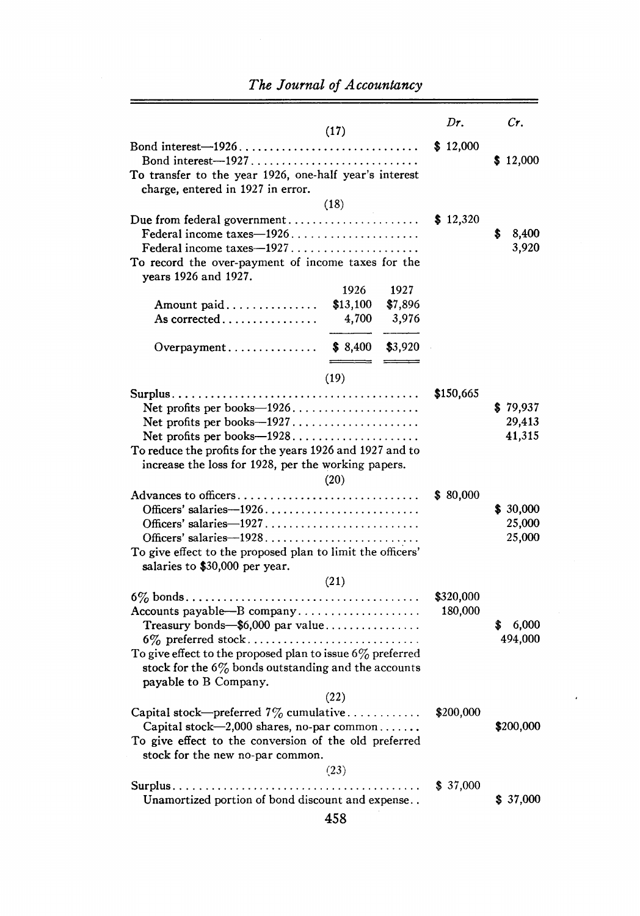| | Dr. | Cr. |
|---|---|---|
| (17) | | |
| Bond interest—1926 | $ 12,000 | |
| Bond interest—1927 | | $ 12,000 |
| To transfer to the year 1926, one-half year's interest charge, entered in 1927 in error. | | |
| (18) | | |
| Due from federal government | $ 12,320 | |
| Federal income taxes—1926 | | $ 8,400 |
| Federal income taxes—1927 | | 3,920 |
| To record the over-payment of income taxes for the years 1926 and 1927. | | |

| | 1926 | 1927 |
|---|---|---|
| Amount paid | $13,100 | $7,896 |
| As corrected | 4,700 | 3,976 |
| Overpayment | $ 8,400 | $3,920 |

| | Dr. | Cr. |
|---|---|---|
| (19) | | |
| Surplus | $150,665 | |
| Net profits per books—1926 | | $ 79,937 |
| Net profits per books—1927 | | 29,413 |
| Net profits per books—1928 | | 41,315 |
| To reduce the profits for the years 1926 and 1927 and to increase the loss for 1928, per the working papers. | | |
| (20) | | |
| Advances to officers | $ 80,000 | |
| Officers' salaries—1926 | | $ 30,000 |
| Officers' salaries—1927 | | 25,000 |
| Officers' salaries—1928 | | 25,000 |
| To give effect to the proposed plan to limit the officers' salaries to $30,000 per year. | | |
| (21) | | |
| 6% bonds | $320,000 | |
| Accounts payable—B company | 180,000 | |
| Treasury bonds—$6,000 par value | | $ 6,000 |
| 6% preferred stock | | 494,000 |
| To give effect to the proposed plan to issue 6% preferred stock for the 6% bonds outstanding and the accounts payable to B Company. | | |
| (22) | | |
| Capital stock—preferred 7% cumulative | $200,000 | |
| Capital stock—2,000 shares, no-par common | | $200,000 |
| To give effect to the conversion of the old preferred stock for the new no-par common. | | |
| (23) | | |
| Surplus | $ 37,000 | |
| Unamortized portion of bond discount and expense | | $ 37,000 |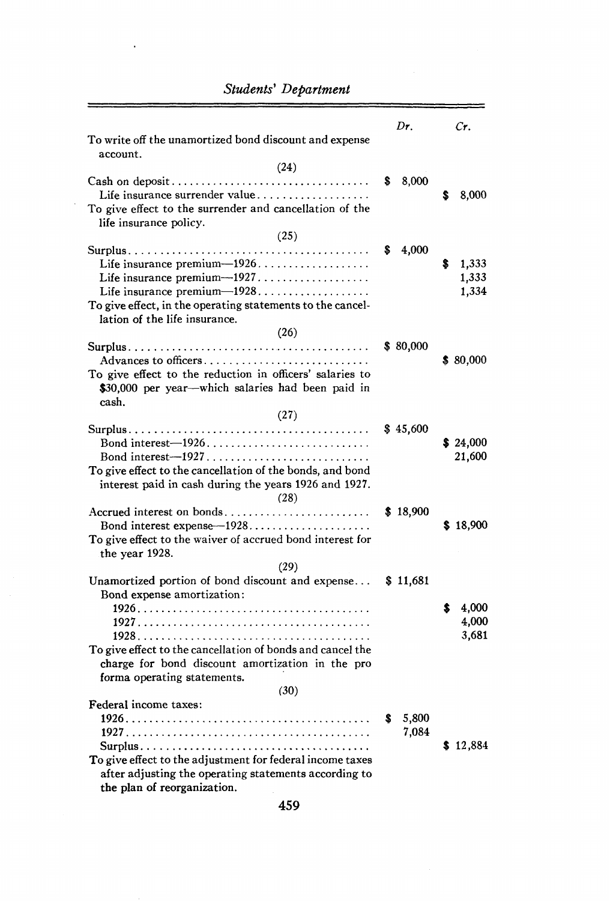| | Dr. | Cr. |
|---|---|---|
| To write off the unamortized bond discount and expense account. | | |
| (24) | | |
| Cash on deposit | $ 8,000 | |
| Life insurance surrender value | | $ 8,000 |
| To give effect to the surrender and cancellation of the life insurance policy. | | |
| (25) | | |
| Surplus | $ 4,000 | |
| Life insurance premium—1926 | | $ 1,333 |
| Life insurance premium—1927 | | 1,333 |
| Life insurance premium—1928 | | 1,334 |
| To give effect, in the operating statements to the cancellation of the life insurance. | | |
| (26) | | |
| Surplus | $ 80,000 | |
| Advances to officers | | $ 80,000 |
| To give effect to the reduction in officers' salaries to $30,000 per year—which salaries had been paid in cash. | | |
| (27) | | |
| Surplus | $ 45,600 | |
| Bond interest—1926 | | $ 24,000 |
| Bond interest—1927 | | 21,600 |
| To give effect to the cancellation of the bonds, and bond interest paid in cash during the years 1926 and 1927. | | |
| (28) | | |
| Accrued interest on bonds | $ 18,900 | |
| Bond interest expense—1928 | | $ 18,900 |
| To give effect to the waiver of accrued bond interest for the year 1928. | | |
| (29) | | |
| Unamortized portion of bond discount and expense | $ 11,681 | |
| Bond expense amortization: | | |
| 1926 | | $ 4,000 |
| 1927 | | 4,000 |
| 1928 | | 3,681 |
| To give effect to the cancellation of bonds and cancel the charge for bond discount amortization in the pro forma operating statements. | | |
| (30) | | |
| Federal income taxes: | | |
| 1926 | $ 5,800 | |
| 1927 | 7,084 | |
| Surplus | | $ 12,884 |
| To give effect to the adjustment for federal income taxes after adjusting the operating statements according to the plan of reorganization. | | |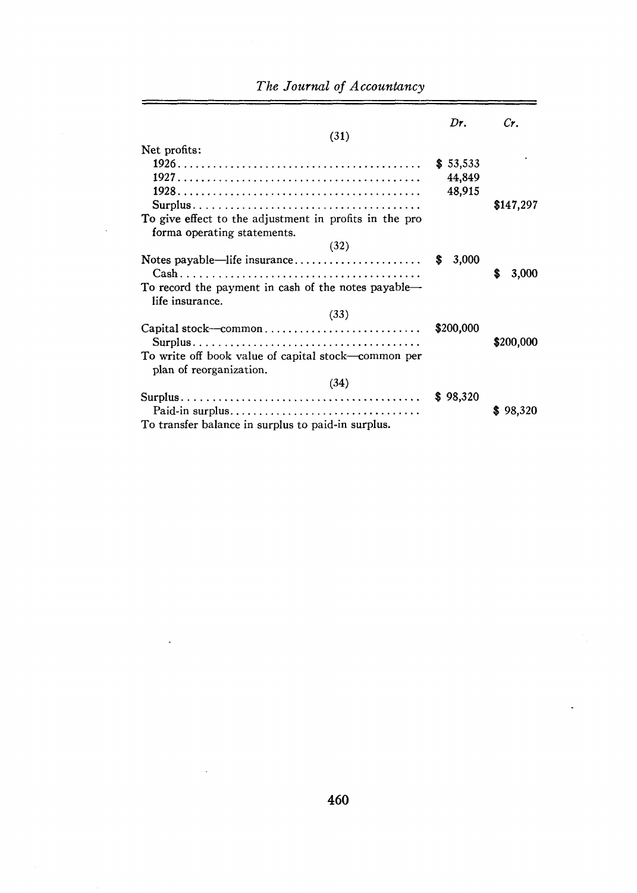| | Dr. | Cr. |
|---|---|---|
| (31) | | |
| Net profits: | | |
| 1926 | $ 53,533 | |
| 1927 | 44,849 | |
| 1928 | 48,915 | |
| Surplus | | $147,297 |
| To give effect to the adjustment in profits in the pro forma operating statements. | | |
| (32) | | |
| Notes payable—life insurance | $ 3,000 | |
| Cash | | $ 3,000 |
| To record the payment in cash of the notes payable—life insurance. | | |
| (33) | | |
| Capital stock—common | $200,000 | |
| Surplus | | $200,000 |
| To write off book value of capital stock—common per plan of reorganization. | | |
| (34) | | |
| Surplus | $ 98,320 | |
| Paid-in surplus | | $ 98,320 |
| To transfer balance in surplus to paid-in surplus. | | |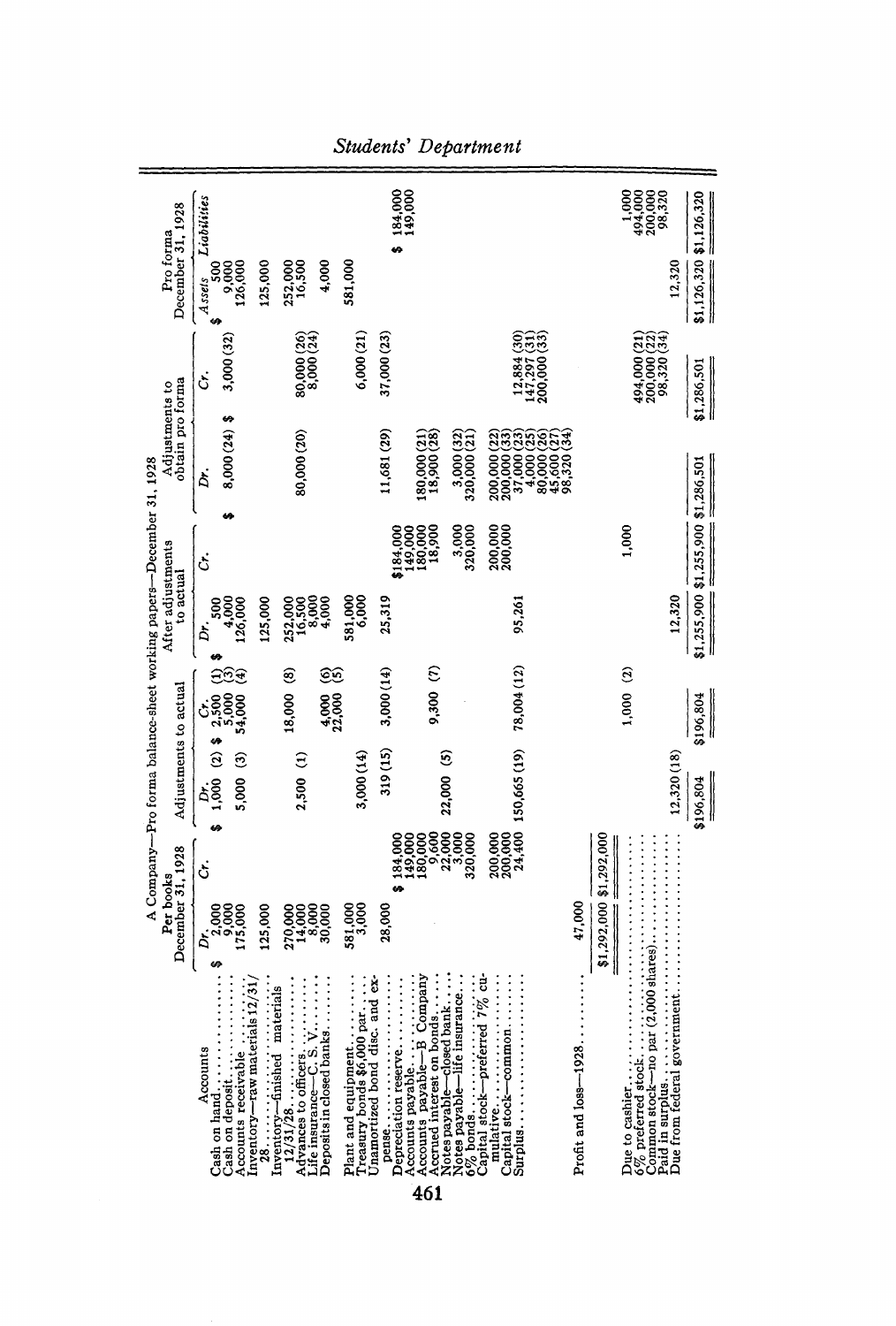A Company—Pro forma balance-sheet working papers—December 31, 1928

| Accounts | Per books December 31, 1928 | | Adjustments to actual | | After adjustments to actual | | Adjustments to obtain pro forma | | Pro forma December 31, 1928 | |
|---|---|---|---|---|---|---|---|---|---|---|
| | Dr. | Cr. | Dr. | Cr. | Dr. | Cr. | Dr. | Cr. | Assets | Liabilities |
| Cash on hand | $ 2,000 | | $ 1,000 (2) | $ 2,500 (1) | $ 500 | | | | $ 500 | |
| Cash on deposit | 9,000 | | | 5,000 (3) | 4,000 | | $ 8,000 (24) | $ 3,000 (32) | 9,000 | |
| Accounts receivable | 175,000 | | 5,000 (3) | 54,000 (4) | 126,000 | | | | 126,000 | |
| Inventory—raw materials 12/31/28 | 125,000 | | | | 125,000 | | | | 125,000 | |
| Inventory—finished materials 12/31/28 | 270,000 | | | 18,000 (8) | 252,000 | | | | 252,000 | |
| Advances to officers | 14,000 | | 2,500 (1) | | 16,500 | | | | 16,500 | |
| Life insurance—C. S. V. | 8,000 | | | | 8,000 | | 80,000 (20) | 80,000 (26) 8,000 (24) | | |
| Deposits in closed banks | 30,000 | | | 4,000 (6) 22,000 (5) | 4,000 | | | | 4,000 | |
| Plant and equipment | 581,000 | | | | 581,000 | | | | 581,000 | |
| Treasury bonds $6,000 par | 3,000 | | 3,000 (14) | | 6,000 | | | 6,000 (21) | | |
| Unamortized bond disc. and expense | 28,000 | | 319 (15) | 3,000 (14) | 25,319 | | 11,681 (29) | 37,000 (23) | | |
| Depreciation reserve | | $ 184,000 | | | | $184,000 | | | | $ 184,000 |
| Accounts payable | | 149,000 | | | | 149,000 | | | | 149,000 |
| Accounts payable—B Company | | 180,000 | | | | 180,000 | 180,000 (21) | | | |
| Accrued interest on bonds | | 9,600 | | 9,300 (7) | | 18,900 | 18,900 (28) | | | |
| Notes payable—closed bank | | 22,000 | 22,000 (5) | | | | | | | |
| Notes payable—life insurance | | 3,000 | | | | 3,000 | 3,000 (32) | | | |
| 6% bonds | | 320,000 | | | | 320,000 | 320,000 (21) | | | |
| Capital stock—preferred 7% cumulative | | 200,000 | | | | 200,000 | 200,000 (22) | | | |
| Capital stock—common | | 200,000 | | | | 200,000 | 200,000 (33) | | | |
| Surplus | | 24,400 | 150,665 (19) | 78,004 (12) | 95,261 | | 37,000 (23) 4,000 (25) 80,000 (26) 45,600 (27) 98,320 (34) | 12,884 (30) 147,297 (31) 200,000 (33) | | |
| Profit and loss—1928 | 47,000 | | | | | | | | | |
| | $1,292,000 | $1,292,000 | | | | | | | | |
| Due to cashier | | | | 1,000 (2) | | 1,000 | | | | 1,000 |
| 6% preferred stock | | | | | | | | 494,000 (21) | | 494,000 |
| Common stock—no par (2,000 shares) | | | | | | | | 200,000 (22) | | 200,000 |
| Paid in surplus | | | | | | | | 98,320 (34) | | 98,320 |
| Due from federal government | | | 12,320 (18) | | 12,320 | | | | 12,320 | |
| | | | $196,804 | $196,804 | $1,255,900 | $1,255,900 | $1,286,501 | $1,286,501 | $1,126,320 | $1,126,320 |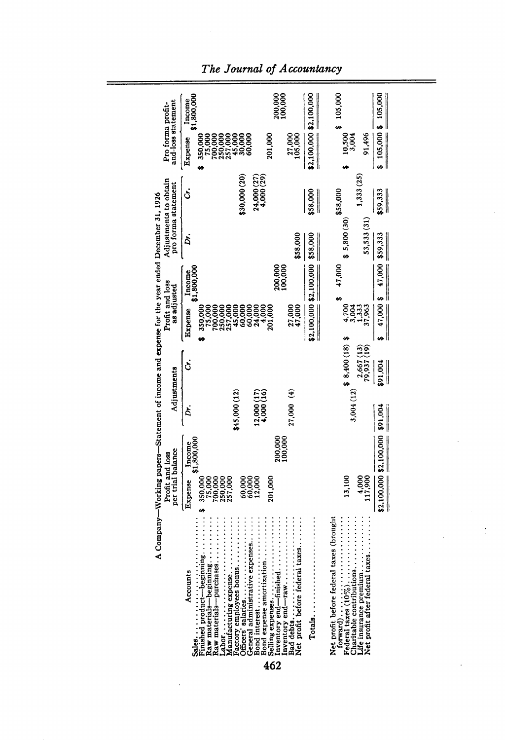A Company—Working papers—Statement of income and expense for the year ended December 31, 1926

| Accounts | Profit and loss per trial balance | | Adjustments | | Profit and loss as adjusted | | Adjustments to obtain pro forma statement | | Pro forma profit-and-loss statement | |
|---|---|---|---|---|---|---|---|---|---|---|
| | Expense | Income | Dr. | Cr. | Expense | Income | Dr. | Cr. | Expense | Income |
| Sales | | $1,800,000 | | | | $1,800,000 | | | | $1,800,000 |
| Finished product—beginning | $ 350,000 | | | | $ 350,000 | | | | $ 350,000 | |
| Raw materials—beginning | 75,000 | | | | 75,000 | | | | 75,000 | |
| Raw materials—purchases | 700,000 | | | | 700,000 | | | | 700,000 | |
| Labor | 250,000 | | | | 250,000 | | | | 250,000 | |
| Manufacturing expense | 257,000 | | | | 257,000 | | | | 257,000 | |
| Factory employees bonus | | | $45,000 (12) | | 45,000 | | | | 45,000 | |
| Officers' salaries | 60,000 | | | | 60,000 | | | $30,000 (20) | 30,000 | |
| General administrative expenses | 60,000 | | | | 60,000 | | | | 60,000 | |
| Bond interest | 12,000 | | 12,000 (17) | | 24,000 | | | 24,000 (27) | | |
| Bond expense amortization | | | 4,000 (16) | | 4,000 | | | 4,000 (29) | | |
| Selling expenses | 201,000 | | | | 201,000 | | | | 201,000 | |
| Inventory end—finished | | 200,000 | | | | 200,000 | | | | 200,000 |
| Inventory end—raw | | 100,000 | | | | 100,000 | | | | 100,000 |
| Bad debts | | | 27,000 (4) | | 27,000 | | | | 27,000 | |
| Net profit before federal taxes | | | | | 47,000 | | $58,000 | | 105,000 | |
| Totals | | | | | $2,100,000 | $2,100,000 | $58,000 | $58,000 | $2,100,000 | $2,100,000 |
| Net profit before federal taxes (brought forward) | | | | | | $ 47,000 | | $58,000 | | $ 105,000 |
| Federal taxes (10%) | 13,100 | | | $ 8,400 (18) | $ 4,700 | | $ 5,800 (30) | | $ 10,500 | |
| Charitable contributions | | | 3,004 (12) | | 3,004 | | | | 3,004 | |
| Life insurance premium | 4,000 | | | 2,667 (13) | 1,333 | | | 1,333 (25) | | |
| Net profit after federal taxes | 117,900 | | | 79,937 (19) | 37,963 | | 53,533 (31) | | 91,496 | |
| | $2,100,000 | $2,100,000 | $91,004 | $91,004 | $ 47,000 | $ 47,000 | $59,333 | $59,333 | $ 105,000 | $ 105,000 |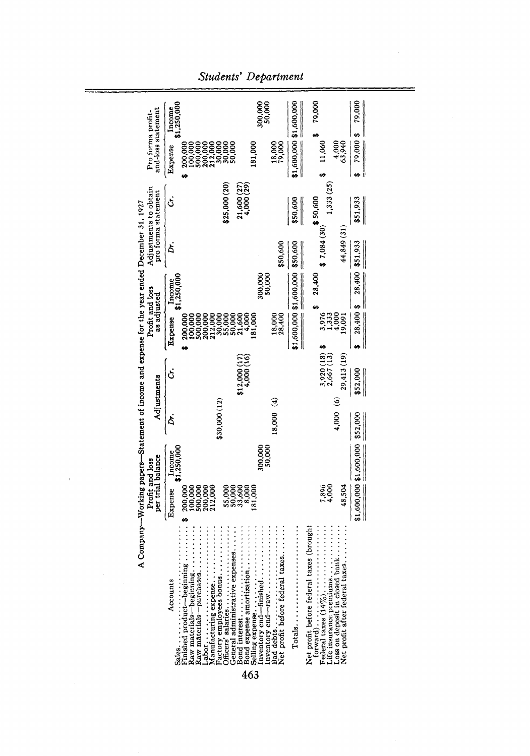A Company—Working papers—Statement of income and expense for the year ended December 31, 1927

| Accounts | Profit and loss per trial balance | | Adjustments | | Profit and loss as adjusted | | Adjustments to obtain pro forma statement | | Pro forma profit-and-loss statement | |
|---|---|---|---|---|---|---|---|---|---|---|
| | Expense | Income | Dr. | Cr. | Expense | Income | Dr. | Cr. | Expense | Income |
| Sales | | $1,250,000 | | | | $1,250,000 | | | | $1,250,000 |
| Finished product—beginning | $ 200,000 | | | | $ 200,000 | | | | $ 200,000 | |
| Raw materials—beginning | 100,000 | | | | 100,000 | | | | 100,000 | |
| Raw materials—purchases | 500,000 | | | | 500,000 | | | | 500,000 | |
| Labor | 200,000 | | | | 200,000 | | | | 200,000 | |
| Manufacturing expense | 212,000 | | | | 212,000 | | | | 212,000 | |
| Factory employees bonus | | | $30,000 (12) | | 30,000 | | | | 30,000 | |
| Officers' salaries | 55,000 | | | | 55,000 | | | $25,000 (20) | 30,000 | |
| General administrative expenses | 50,000 | | | | 50,000 | | | | 50,000 | |
| Bond interest | 33,600 | | | $12,000 (17) | 21,600 | | | 21,600 (27) | | |
| Bond expense amortization | 8,000 | | | 4,000 (16) | 4,000 | | | 4,000 (29) | | |
| Selling expense | 181,000 | | | | 181,000 | | | | 181,000 | |
| Inventory end—finished | | 300,000 | | | | 300,000 | | | | 300,000 |
| Inventory end—raw | | 50,000 | | | | 50,000 | | | | 50,000 |
| Bad debts | | | 18,000 (4) | | 18,000 | | | | 18,000 | |
| Net profit before federal taxes | | | | | 28,400 | | $50,600 | | 79,000 | |
| Totals | | | | | $1,600,000 | $1,600,000 | $50,600 | $50,600 | $1,600,000 | $1,600,000 |
| Net profit before federal taxes (brought forward) | | | | | | $ 28,400 | | $ 50,600 | | $ 79,000 |
| Federal taxes (14%) | 7,896 | | | 3,920 (18) | $ 3,976 | | $ 7,084 (30) | | $ 11,060 | |
| Life insurance premiums | 4,000 | | | 2,667 (13) | 1,333 | | | 1,333 (25) | | |
| Loss on deposit in closed bank | | | 4,000 (6) | | 4,000 | | | | 4,000 | |
| Net profit after federal taxes | 48,504 | | | 29,413 (19) | 19,091 | | 44,849 (31) | | 63,940 | |
| | $1,600,000 | $1,600,000 | $52,000 | $52,000 | $ 28,400 | $ 28,400 | $51,933 | $51,933 | $ 79,000 | $ 79,000 |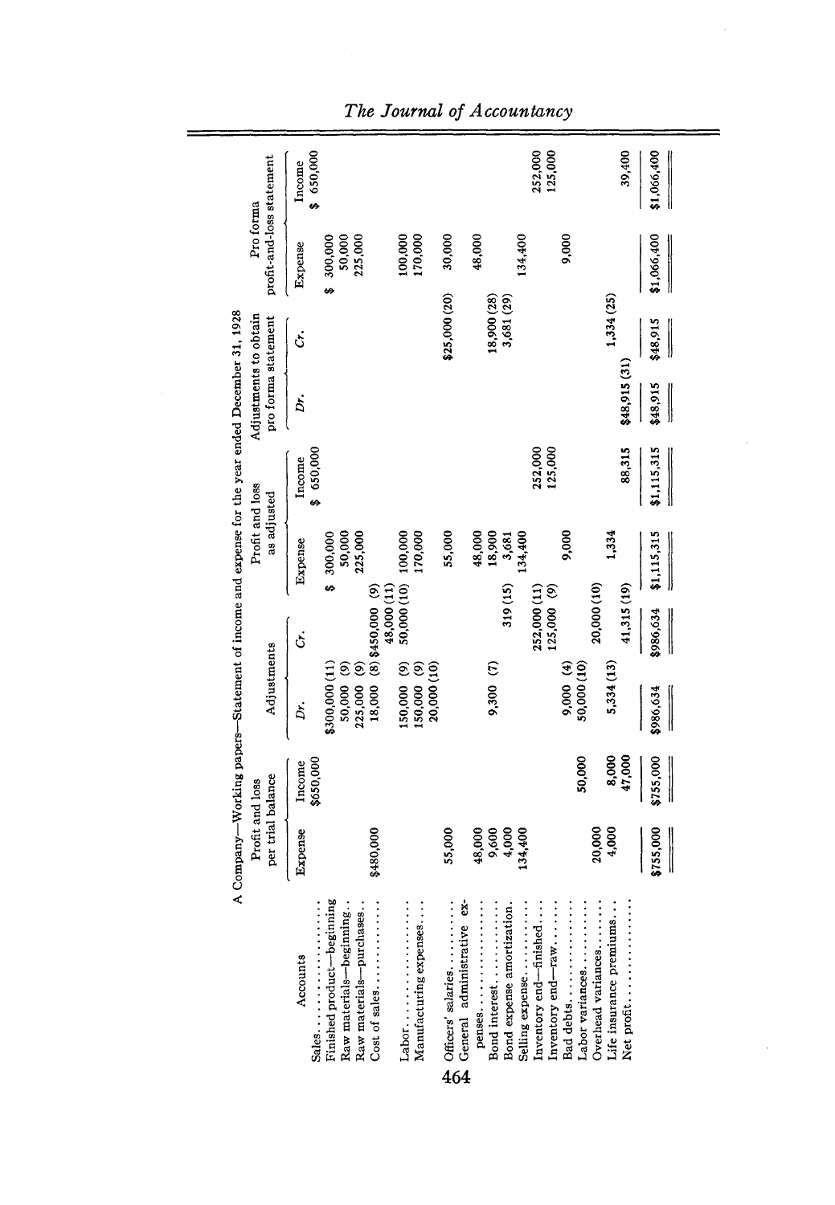A Company—Working papers—Statement of income and expense for the year ended December 31, 1928

| Accounts | Profit and loss per trial balance | | Adjustments | | Profit and loss as adjusted | | Adjustments to obtain pro forma statement | | Pro forma profit-and-loss statement | |
|---|---|---|---|---|---|---|---|---|---|---|
| | Expense | Income | Dr. | Cr. | Expense | Income | Dr. | Cr. | Expense | Income |
| Sales | | $650,000 | | | | $ 650,000 | | | | $ 650,000 |
| Finished product—beginning | | | $300,000 (11) | | $ 300,000 | | | | $ 300,000 | |
| Raw materials—beginning | | | 50,000 (9) | | 50,000 | | | | 50,000 | |
| Raw materials—purchases | | | 225,000 (9) | | 225,000 | | | | 225,000 | |
| Cost of sales | $480,000 | | 18,000 (8) | $450,000 (9) 48,000 (11) | | | | | | |
| Labor | | | 150,000 (9) | 50,000 (10) | 100,000 | | | | 100,000 | |
| Manufacturing expenses | | | 150,000 (9) 20,000 (10) | | 170,000 | | | | 170,000 | |
| Officers' salaries | 55,000 | | | | 55,000 | | | $25,000 (20) | 30,000 | |
| General administrative expenses | 48,000 | | | | 48,000 | | | | 48,000 | |
| Bond interest | 9,600 | | 9,300 (7) | | 18,900 | | | 18,900 (28) | | |
| Bond expense amortization | 4,000 | | | 319 (15) | 3,681 | | | 3,681 (29) | | |
| Selling expense | 134,400 | | | | 134,400 | | | | 134,400 | |
| Inventory end—finished | | | | 252,000 (11) | | 252,000 | | | | 252,000 |
| Inventory end—raw | | | | 125,000 (9) | | 125,000 | | | | 125,000 |
| Bad debts | | | 9,000 (4) | | 9,000 | | | | 9,000 | |
| Labor variances | | 50,000 | 50,000 (10) | | | | | | | |
| Overhead variances | 20,000 | | | 20,000 (10) | | | | | | |
| Life insurance premiums | 4,000 | 8,000 | 5,334 (13) | | 1,334 | | | 1,334 (25) | | |
| Net profit | | 47,000 | | 41,315 (19) | | 88,315 | $48,915 (31) | | | 39,400 |
| | $755,000 | $755,000 | $986,634 | $986,634 | $1,115,315 | $1,115,315 | $48,915 | $48,915 | $1,066,400 | $1,066,400 |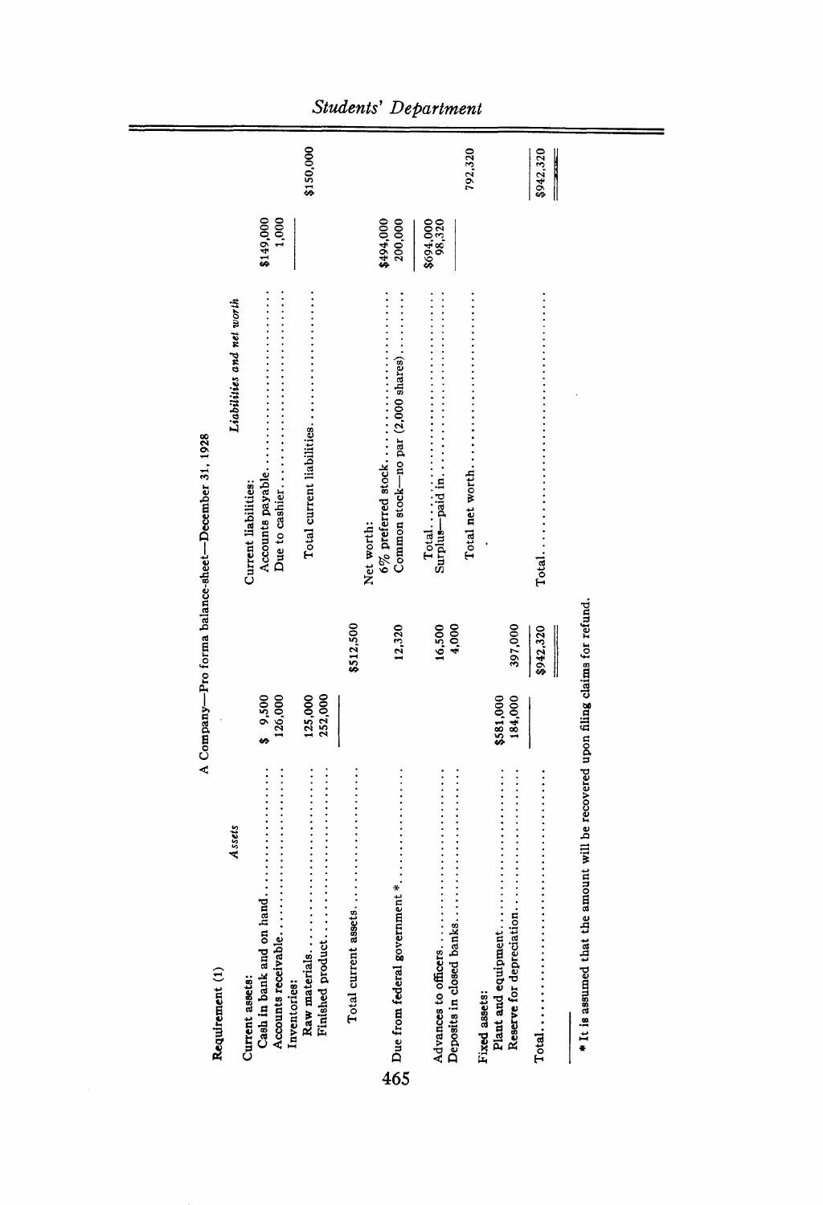Requirement (1)

A Company—Pro forma balance-sheet—December 31, 1928

| *Assets* | | | *Liabilities and net worth* | | |
|---|---|---|---|---|---|
| Current assets: | | | Current liabilities: | | |
| Cash in bank and on hand | $ 9,500 | | Accounts payable | $149,000 | |
| Accounts receivable | 126,000 | | Due to cashier | 1,000 | |
| Inventories: | | | | | |
| Raw materials | 125,000 | | Total current liabilities | | $150,000 |
| Finished product | 252,000 | | | | |
| Total current assets | | $512,500 | Net worth: | | |
| | | | 6% preferred stock | $494,000 | |
| Due from federal government * | | 12,320 | Common stock—no par (2,000 shares) | 200,000 | |
| | | | Total | $694,000 | |
| Advances to officers | | 16,500 | Surplus—paid in | 98,320 | |
| Deposits in closed banks | | 4,000 | | | |
| | | | Total net worth | | 792,320 |
| Fixed assets: | | | | | |
| Plant and equipment | $581,000 | | | | |
| Reserve for depreciation | 184,000 | 397,000 | | | |
| Total | | $942,320 | Total | | $942,320 |

* It is assumed that the amount will be recovered upon filing claims for refund.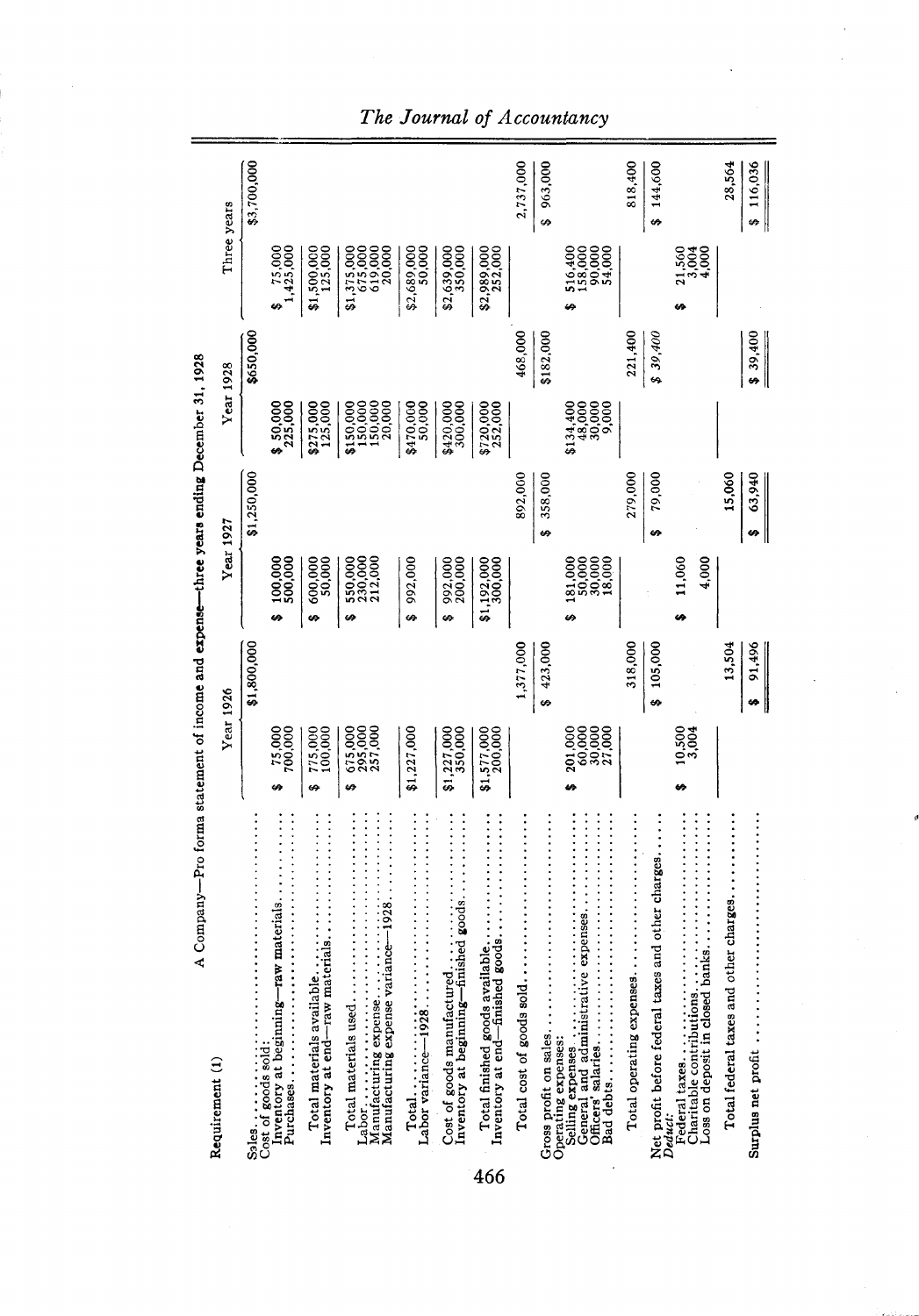A Company—Pro forma statement of income and expense—three years ending December 31, 1928

| Requirement (1) | Year 1926 | | Year 1927 | | Year 1928 | | Three years | |
|---|---|---|---|---|---|---|---|---|
| Sales | | $1,800,000 | | $1,250,000 | | $650,000 | | $3,700,000 |
| Cost of goods sold: | | | | | | | | |
| Inventory at beginning—raw materials | $ 75,000 | | $ 100,000 | | $ 50,000 | | $ 75,000 | |
| Purchases | 700,000 | | 500,000 | | 225,000 | | 1,425,000 | |
| Total materials available | $ 775,000 | | $ 600,000 | | $275,000 | | $1,500,000 | |
| Inventory at end—raw materials | 100,000 | | 50,000 | | 125,000 | | 125,000 | |
| Total materials used | $ 675,000 | | $ 550,000 | | $150,000 | | $1,375,000 | |
| Labor | 295,000 | | 230,000 | | 150,000 | | 675,000 | |
| Manufacturing expense | 257,000 | | 212,000 | | 150,000 | | 619,000 | |
| Manufacturing expense variance—1928 | | | | | 20,000 | | 20,000 | |
| Total | $1,227,000 | | $ 992,000 | | $470,000 | | $2,689,000 | |
| Labor variance—1928 | | | | | 50,000 | | 50,000 | |
| Cost of goods manufactured | $1,227,000 | | $ 992,000 | | $420,000 | | $2,639,000 | |
| Inventory at beginning—finished goods | 350,000 | | 200,000 | | 300,000 | | 350,000 | |
| Total finished goods available | $1,577,000 | | $1,192,000 | | $720,000 | | $2,989,000 | |
| Inventory at end—finished goods | 200,000 | | 300,000 | | 252,000 | | 252,000 | |
| Total cost of goods sold | | 1,377,000 | | 892,000 | | 468,000 | | 2,737,000 |
| Gross profit on sales | | $ 423,000 | | $ 358,000 | | $182,000 | | $ 963,000 |
| Operating expenses: | | | | | | | | |
| Selling expenses | $ 201,000 | | $ 181,000 | | $134,400 | | $ 516,400 | |
| General and administrative expenses | 60,000 | | 50,000 | | 48,000 | | 158,000 | |
| Officers' salaries | 30,000 | | 30,000 | | 30,000 | | 90,000 | |
| Bad debts | 27,000 | | 18,000 | | 9,000 | | 54,000 | |
| Total operating expenses | | 318,000 | | 279,000 | | 221,400 | | 818,400 |
| Net profit before federal taxes and other charges | | $ 105,000 | | $ 79,000 | | *$ 39,400* | | $ 144,600 |
| *Deduct:* | | | | | | | | |
| Federal taxes | $ 10,500 | | $ 11,060 | | | | $ 21,560 | |
| Charitable contributions | 3,004 | | | | | | 3,004 | |
| Loss on deposit in closed banks | | | 4,000 | | | | 4,000 | |
| Total federal taxes and other charges | | 13,504 | | 15,060 | | | | 28,564 |
| Surplus net profit | | $ 91,496 | | $ 63,940 | | $ 39,400 | | $ 116,036 |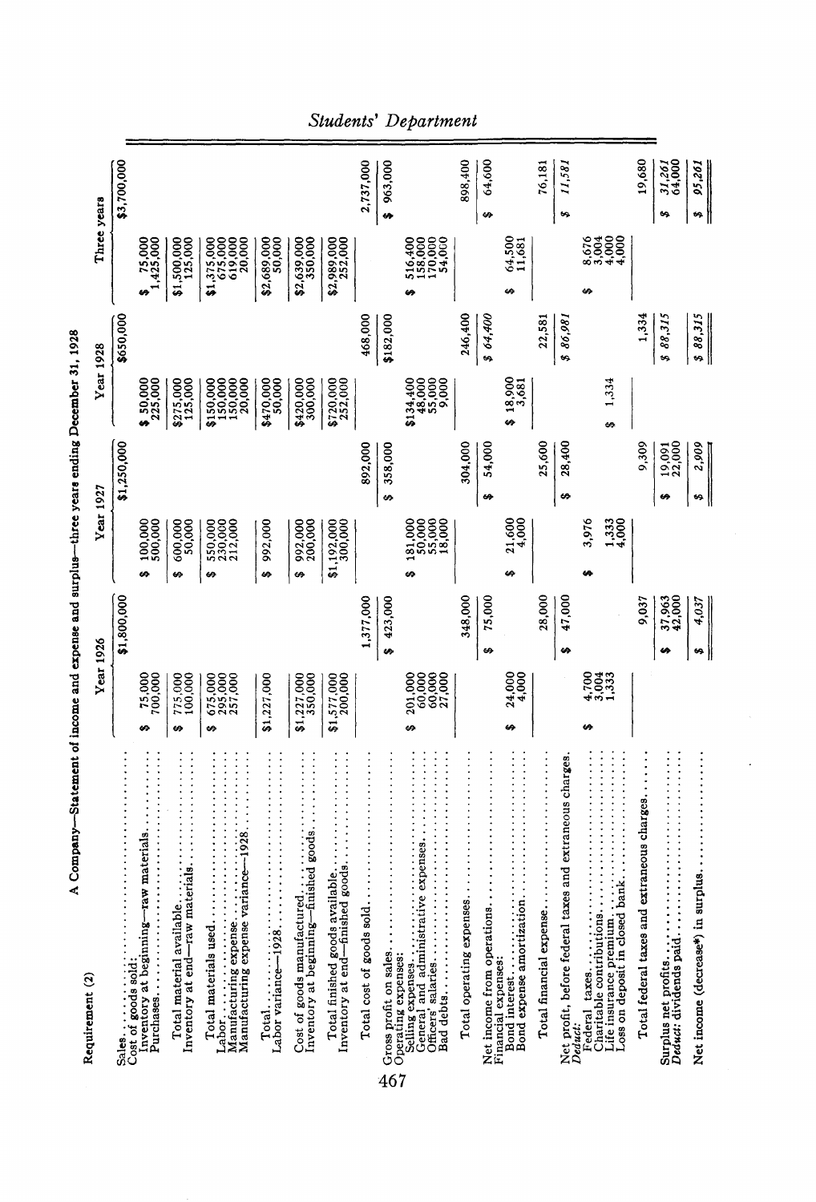Requirement (2)

A Company—Statement of income and expense and surplus—three years ending December 31, 1928

| | Year 1926 | | Year 1927 | | Year 1928 | | Three years | |
|---|---|---|---|---|---|---|---|---|
| Sales | | $1,800,000 | | $1,250,000 | | $650,000 | | $3,700,000 |
| Cost of goods sold: | | | | | | | | |
| Inventory at beginning—raw materials | $ 75,000 | | $ 100,000 | | $ 50,000 | | $ 75,000 | |
| Purchases | 700,000 | | 500,000 | | 225,000 | | 1,425,000 | |
| Total material available | $ 775,000 | | $ 600,000 | | $275,000 | | $1,500,000 | |
| Inventory at end—raw materials | 100,000 | | 50,000 | | 125,000 | | 125,000 | |
| Total materials used | $ 675,000 | | $ 550,000 | | $150,000 | | $1,375,000 | |
| Labor | 295,000 | | 230,000 | | 150,000 | | 675,000 | |
| Manufacturing expense | 257,000 | | 212,000 | | 150,000 | | 619,000 | |
| Manufacturing expense variance—1928 | | | | | 20,000 | | 20,000 | |
| Total | $1,227,000 | | $ 992,000 | | $470,000 | | $2,689,000 | |
| Labor variance—1928 | | | | | 50,000 | | 50,000 | |
| Cost of goods manufactured | $1,227,000 | | $ 992,000 | | $420,000 | | $2,639,000 | |
| Inventory at beginning—finished goods | 350,000 | | 200,000 | | 300,000 | | 350,000 | |
| Total finished goods available | $1,577,000 | | $1,192,000 | | $720,000 | | $2,989,000 | |
| Inventory at end—finished goods | 200,000 | | 300,000 | | 252,000 | | 252,000 | |
| Total cost of goods sold | | 1,377,000 | | 892,000 | | 468,000 | | 2,737,000 |
| Gross profit on sales | | $ 423,000 | | $ 358,000 | | $182,000 | | $ 963,000 |
| Operating expenses: | | | | | | | | |
| Selling expenses | $ 201,000 | | $ 181,000 | | $134,400 | | $ 516,400 | |
| General and administrative expenses | 60,000 | | 50,000 | | 48,000 | | 158,000 | |
| Officers' salaries | 60,000 | | 55,000 | | 55,000 | | 170,000 | |
| Bad debts | 27,000 | | 18,000 | | 9,000 | | 54,000 | |
| Total operating expenses | | 348,000 | | 304,000 | | 246,400 | | 898,400 |
| Net income from operations | | $ 75,000 | | $ 54,000 | | *$ 64,400* | | $ 64,600 |
| Financial expenses: | | | | | | | | |
| Bond interest | $ 24,000 | | $ 21,600 | | $ 18,900 | | $ 64,500 | |
| Bond expense amortization | 4,000 | | 4,000 | | 3,681 | | 11,681 | |
| Total financial expense | | 28,000 | | 25,600 | | 22,581 | | 76,181 |
| Net profit, before federal taxes and extraneous charges | | $ 47,000 | | $ 28,400 | | *$ 86,981* | | *$ 11,581* |
| *Deduct:* | | | | | | | | |
| Federal taxes | $ 4,700 | | $ 3,976 | | | | $ 8,676 | |
| Charitable contributions | 3,004 | | | | | | 3,004 | |
| Life insurance premium | 1,333 | | 1,333 | | $ 1,334 | | 4,000 | |
| Loss on deposit in closed bank | | | 4,000 | | | | 4,000 | |
| Total federal taxes and extraneous charges | | 9,037 | | 9,309 | | 1,334 | | 19,680 |
| Surplus net profits | | $ 37,963 | | $ 19,091 | | *$ 88,315* | | *$ 31,261* |
| *Deduct:* dividends paid | | 42,000 | | 22,000 | | | | 64,000 |
| Net income (decrease*) in surplus | | *$ 4,037* | | *$ 2,909* | | *$ 88,315* | | *$ 95,261* |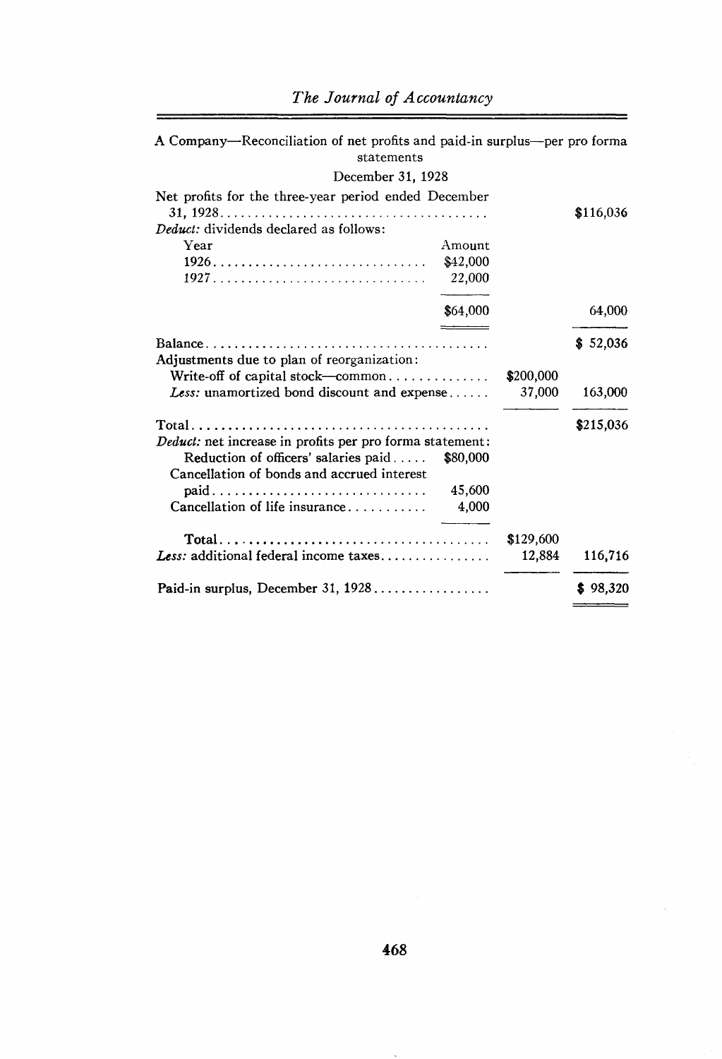A Company—Reconciliation of net profits and paid-in surplus—per pro forma statements

December 31, 1928

| | | | |
|---|---|---|---|
| Net profits for the three-year period ended December 31, 1928 | | | $116,036 |
| *Deduct:* dividends declared as follows: | | | |
| Year | Amount | | |
| 1926 | $42,000 | | |
| 1927 | 22,000 | | |
| | $64,000 | | 64,000 |
| Balance | | | $ 52,036 |
| Adjustments due to plan of reorganization: | | | |
| Write-off of capital stock—common | | $200,000 | |
| *Less:* unamortized bond discount and expense | | 37,000 | 163,000 |
| Total | | | $215,036 |
| *Deduct:* net increase in profits per pro forma statement: | | | |
| Reduction of officers' salaries paid | $80,000 | | |
| Cancellation of bonds and accrued interest paid | 45,600 | | |
| Cancellation of life insurance | 4,000 | | |
| Total | | $129,600 | |
| *Less:* additional federal income taxes | | 12,884 | 116,716 |
| Paid-in surplus, December 31, 1928 | | | $ 98,320 |